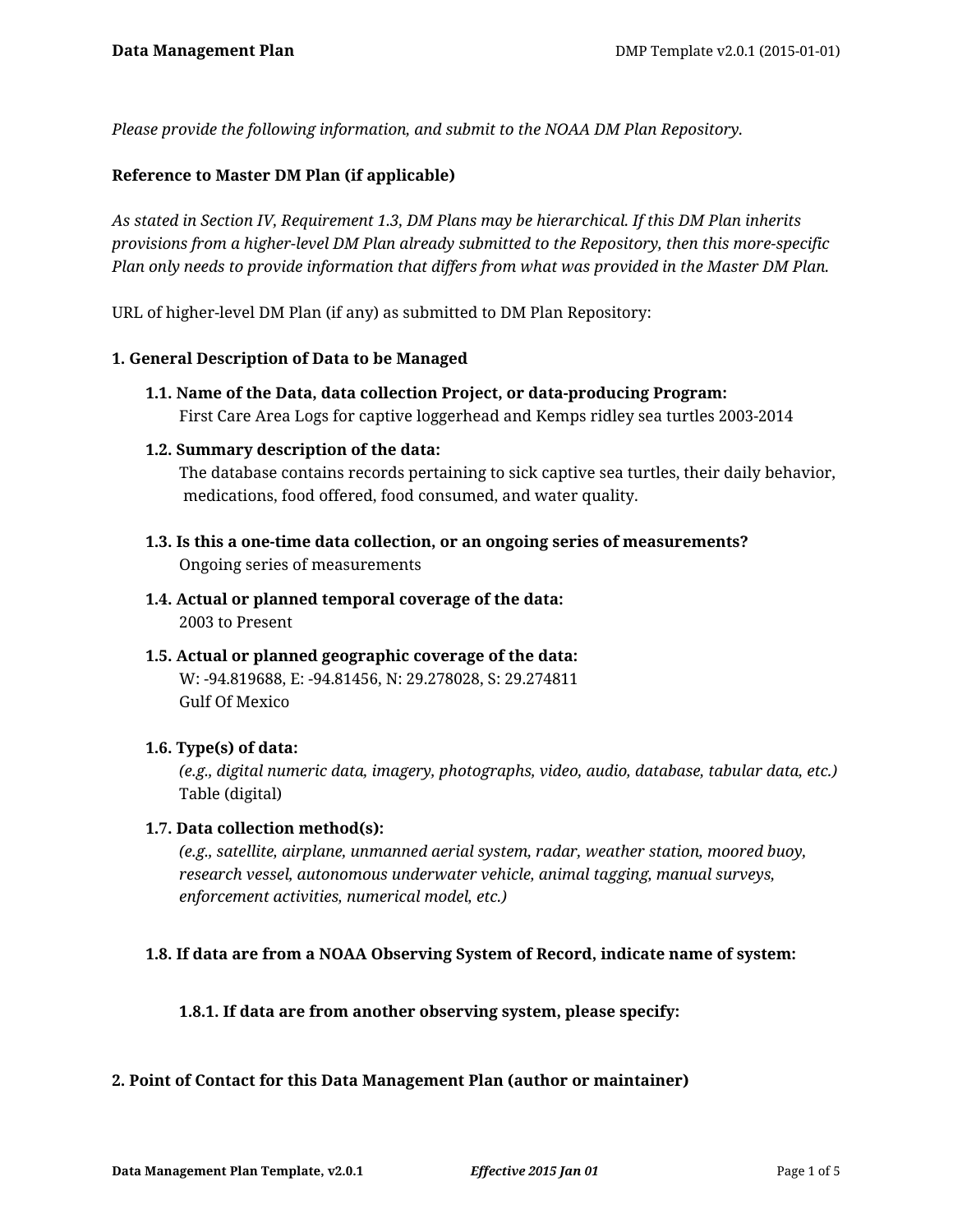*Please provide the following information, and submit to the NOAA DM Plan Repository.*

**Reference to Master DM Plan (if applicable)**

*As stated in Section IV, Requirement 1.3, DM Plans may be hierarchical. If this DM Plan inherits provisions from a higher-level DM Plan already submitted to the Repository, then this more-specific Plan only needs to provide information that differs from what was provided in the Master DM Plan.*

URL of higher-level DM Plan (if any) as submitted to DM Plan Repository:

## 1. General Description of Data to be Managed

### 1.1. Name of the Data, data collection Project, or data-producing Program:

First Care Area Logs for captive loggerhead and Kemps ridley sea turtles 2003-2014

### 1.2. Summary description of the data:

The database contains records pertaining to sick captive sea turtles, their daily behavior, medications, food offered, food consumed, and water quality.

### 1.3. Is this a one-time data collection, or an ongoing series of measurements?

Ongoing series of measurements

### 1.4. Actual or planned temporal coverage of the data:

2003 to Present

### 1.5. Actual or planned geographic coverage of the data:

W: -94.819688, E: -94.81456, N: 29.278028, S: 29.274811
Gulf Of Mexico

### 1.6. Type(s) of data:

*(e.g., digital numeric data, imagery, photographs, video, audio, database, tabular data, etc.)*
Table (digital)

### 1.7. Data collection method(s):

*(e.g., satellite, airplane, unmanned aerial system, radar, weather station, moored buoy, research vessel, autonomous underwater vehicle, animal tagging, manual surveys, enforcement activities, numerical model, etc.)*

### 1.8. If data are from a NOAA Observing System of Record, indicate name of system:

#### 1.8.1. If data are from another observing system, please specify:

## 2. Point of Contact for this Data Management Plan (author or maintainer)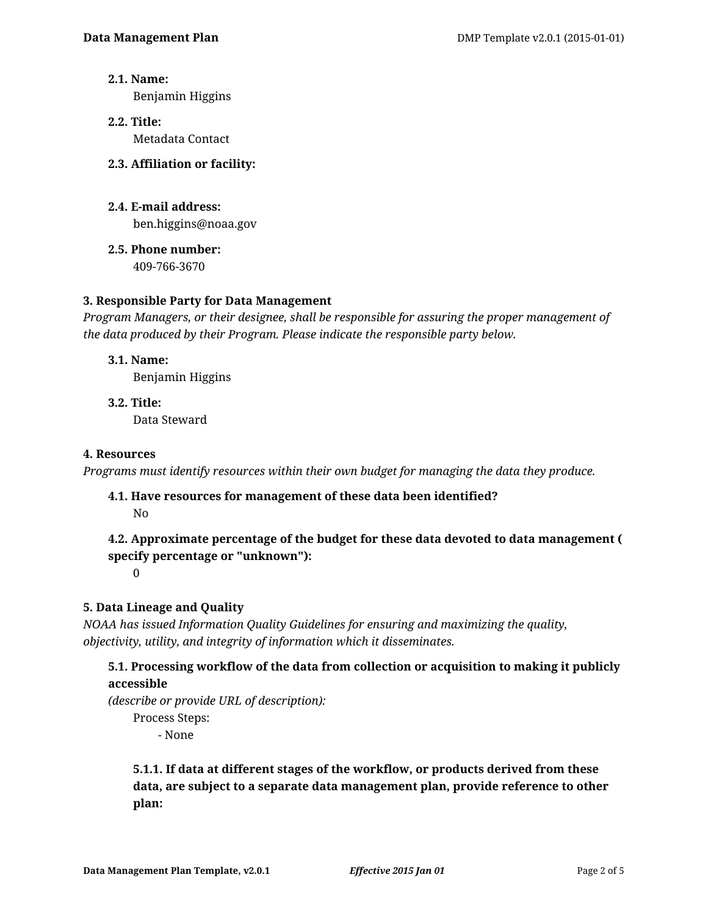**2.1. Name:**
Benjamin Higgins

**2.2. Title:**
Metadata Contact

**2.3. Affiliation or facility:**

**2.4. E-mail address:**
ben.higgins@noaa.gov

**2.5. Phone number:**
409-766-3670

### 3. Responsible Party for Data Management

*Program Managers, or their designee, shall be responsible for assuring the proper management of the data produced by their Program. Please indicate the responsible party below.*

**3.1. Name:**
Benjamin Higgins

**3.2. Title:**
Data Steward

### 4. Resources

*Programs must identify resources within their own budget for managing the data they produce.*

**4.1. Have resources for management of these data been identified?**
No

**4.2. Approximate percentage of the budget for these data devoted to data management ( specify percentage or "unknown"):**
0

### 5. Data Lineage and Quality

*NOAA has issued Information Quality Guidelines for ensuring and maximizing the quality, objectivity, utility, and integrity of information which it disseminates.*

**5.1. Processing workflow of the data from collection or acquisition to making it publicly accessible**
*(describe or provide URL of description):*

Process Steps:
- None

**5.1.1. If data at different stages of the workflow, or products derived from these data, are subject to a separate data management plan, provide reference to other plan:**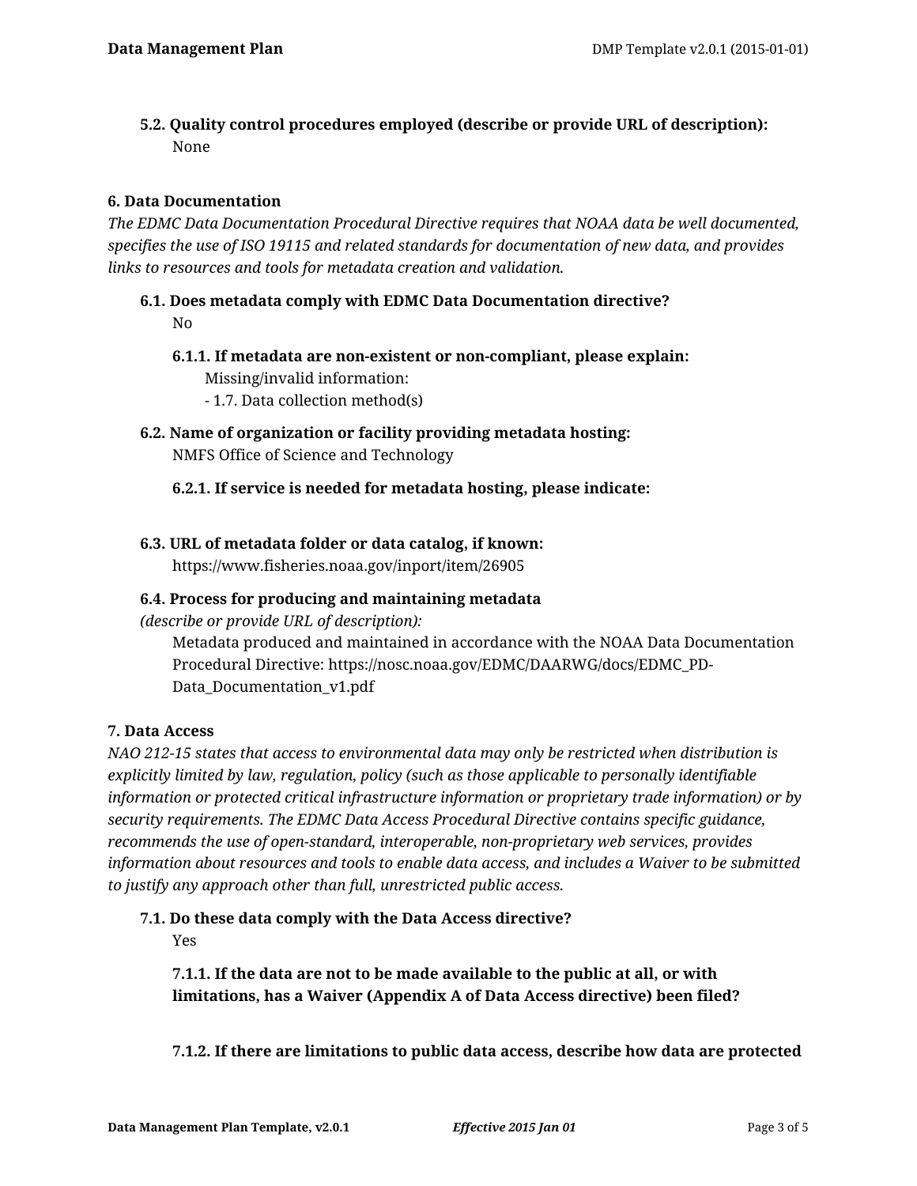### 5.2. Quality control procedures employed (describe or provide URL of description):

None

## 6. Data Documentation

*The EDMC Data Documentation Procedural Directive requires that NOAA data be well documented, specifies the use of ISO 19115 and related standards for documentation of new data, and provides links to resources and tools for metadata creation and validation.*

### 6.1. Does metadata comply with EDMC Data Documentation directive?

No

#### 6.1.1. If metadata are non-existent or non-compliant, please explain:

Missing/invalid information:
- 1.7. Data collection method(s)

### 6.2. Name of organization or facility providing metadata hosting:

NMFS Office of Science and Technology

#### 6.2.1. If service is needed for metadata hosting, please indicate:

### 6.3. URL of metadata folder or data catalog, if known:

https://www.fisheries.noaa.gov/inport/item/26905

### 6.4. Process for producing and maintaining metadata

*(describe or provide URL of description):*

Metadata produced and maintained in accordance with the NOAA Data Documentation Procedural Directive: https://nosc.noaa.gov/EDMC/DAARWG/docs/EDMC_PD-Data_Documentation_v1.pdf

## 7. Data Access

*NAO 212-15 states that access to environmental data may only be restricted when distribution is explicitly limited by law, regulation, policy (such as those applicable to personally identifiable information or protected critical infrastructure information or proprietary trade information) or by security requirements. The EDMC Data Access Procedural Directive contains specific guidance, recommends the use of open-standard, interoperable, non-proprietary web services, provides information about resources and tools to enable data access, and includes a Waiver to be submitted to justify any approach other than full, unrestricted public access.*

### 7.1. Do these data comply with the Data Access directive?

Yes

#### 7.1.1. If the data are not to be made available to the public at all, or with limitations, has a Waiver (Appendix A of Data Access directive) been filed?

#### 7.1.2. If there are limitations to public data access, describe how data are protected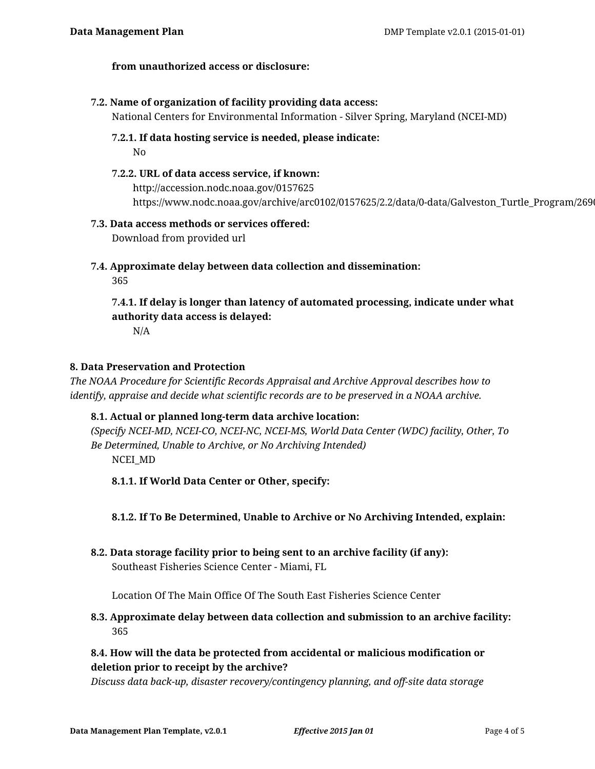**from unauthorized access or disclosure:**

**7.2. Name of organization of facility providing data access:**

National Centers for Environmental Information - Silver Spring, Maryland (NCEI-MD)

**7.2.1. If data hosting service is needed, please indicate:**

No

**7.2.2. URL of data access service, if known:**

http://accession.nodc.noaa.gov/0157625
https://www.nodc.noaa.gov/archive/arc0102/0157625/2.2/data/0-data/Galveston_Turtle_Program/269

**7.3. Data access methods or services offered:**

Download from provided url

**7.4. Approximate delay between data collection and dissemination:**

365

**7.4.1. If delay is longer than latency of automated processing, indicate under what authority data access is delayed:**

N/A

**8. Data Preservation and Protection**

*The NOAA Procedure for Scientific Records Appraisal and Archive Approval describes how to identify, appraise and decide what scientific records are to be preserved in a NOAA archive.*

**8.1. Actual or planned long-term data archive location:**

*(Specify NCEI-MD, NCEI-CO, NCEI-NC, NCEI-MS, World Data Center (WDC) facility, Other, To Be Determined, Unable to Archive, or No Archiving Intended)*

NCEI_MD

**8.1.1. If World Data Center or Other, specify:**

**8.1.2. If To Be Determined, Unable to Archive or No Archiving Intended, explain:**

**8.2. Data storage facility prior to being sent to an archive facility (if any):**

Southeast Fisheries Science Center - Miami, FL

Location Of The Main Office Of The South East Fisheries Science Center

**8.3. Approximate delay between data collection and submission to an archive facility:**

365

**8.4. How will the data be protected from accidental or malicious modification or deletion prior to receipt by the archive?**

*Discuss data back-up, disaster recovery/contingency planning, and off-site data storage*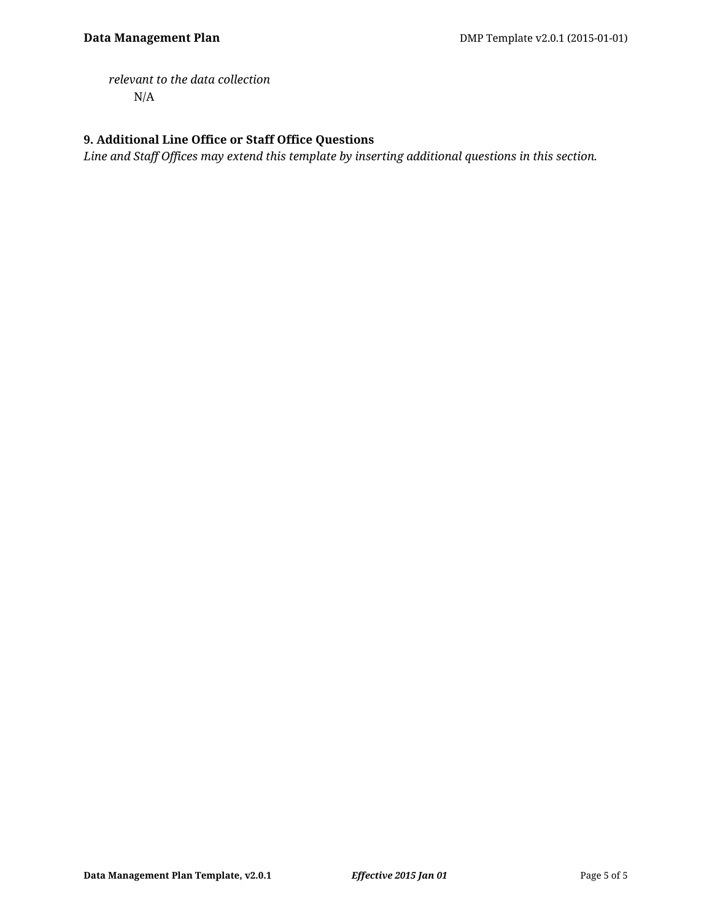*relevant to the data collection*

N/A

### 9. Additional Line Office or Staff Office Questions

*Line and Staff Offices may extend this template by inserting additional questions in this section.*